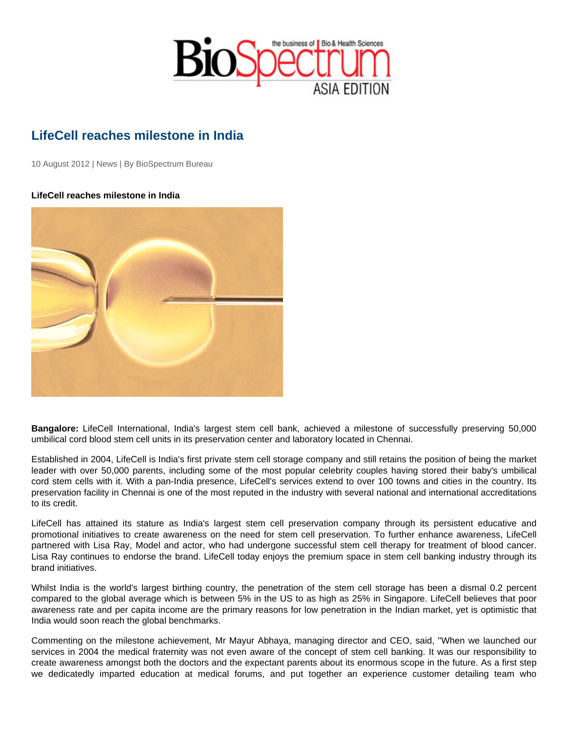# LifeCell reaches milestone in India

10 August 2012 | News | By BioSpectrum Bureau

**LifeCell reaches milestone in India**

**Bangalore:** LifeCell International, India's largest stem cell bank, achieved a milestone of successfully preserving 50,000 umbilical cord blood stem cell units in its preservation center and laboratory located in Chennai.

Established in 2004, LifeCell is India's first private stem cell storage company and still retains the position of being the market leader with over 50,000 parents, including some of the most popular celebrity couples having stored their baby's umbilical cord stem cells with it. With a pan-India presence, LifeCell's services extend to over 100 towns and cities in the country. Its preservation facility in Chennai is one of the most reputed in the industry with several national and international accreditations to its credit.

LifeCell has attained its stature as India's largest stem cell preservation company through its persistent educative and promotional initiatives to create awareness on the need for stem cell preservation. To further enhance awareness, LifeCell partnered with Lisa Ray, Model and actor, who had undergone successful stem cell therapy for treatment of blood cancer. Lisa Ray continues to endorse the brand. LifeCell today enjoys the premium space in stem cell banking industry through its brand initiatives.

Whilst India is the world's largest birthing country, the penetration of the stem cell storage has been a dismal 0.2 percent compared to the global average which is between 5% in the US to as high as 25% in Singapore. LifeCell believes that poor awareness rate and per capita income are the primary reasons for low penetration in the Indian market, yet is optimistic that India would soon reach the global benchmarks.

Commenting on the milestone achievement, Mr Mayur Abhaya, managing director and CEO, said, "When we launched our services in 2004 the medical fraternity was not even aware of the concept of stem cell banking. It was our responsibility to create awareness amongst both the doctors and the expectant parents about its enormous scope in the future. As a first step we dedicatedly imparted education at medical forums, and put together an experience customer detailing team who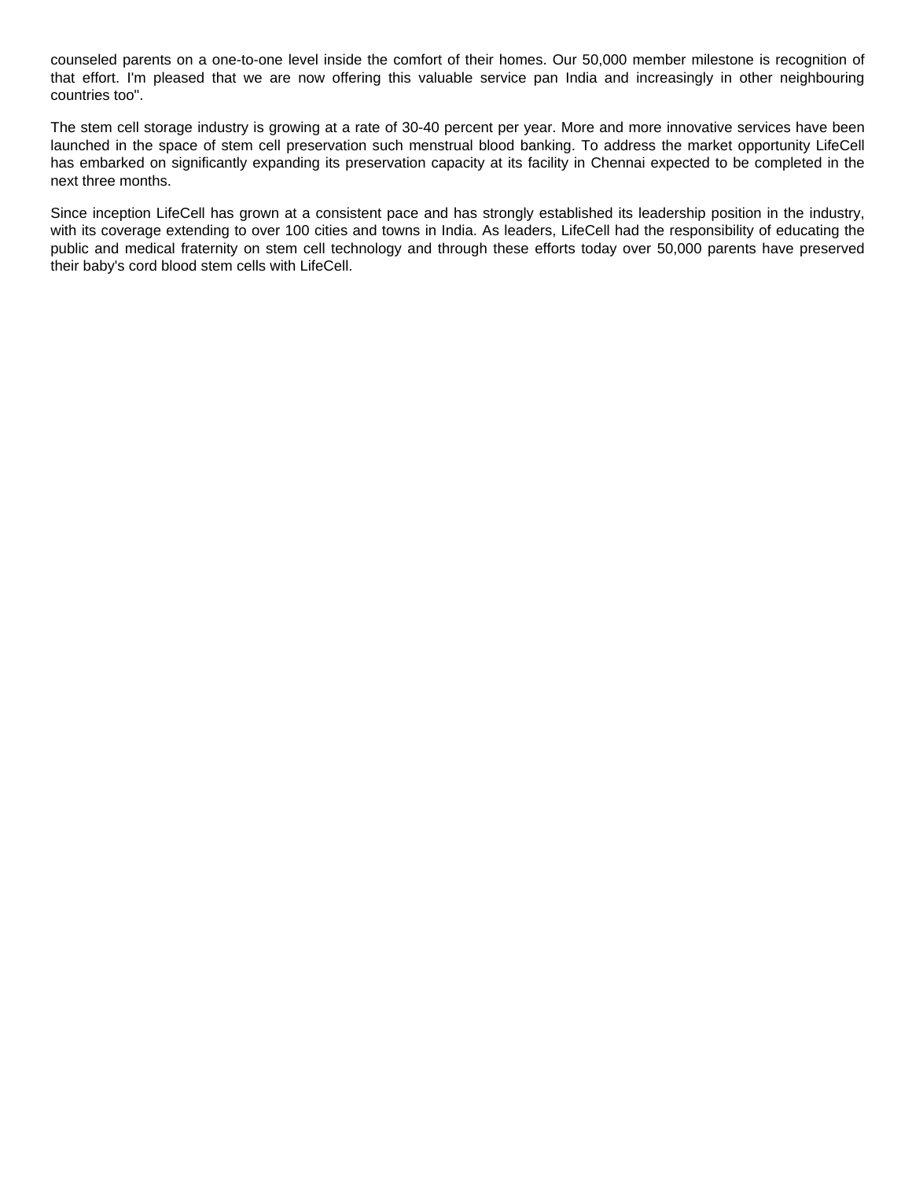counseled parents on a one-to-one level inside the comfort of their homes. Our 50,000 member milestone is recognition of that effort. I'm pleased that we are now offering this valuable service pan India and increasingly in other neighbouring countries too".

The stem cell storage industry is growing at a rate of 30-40 percent per year. More and more innovative services have been launched in the space of stem cell preservation such menstrual blood banking. To address the market opportunity LifeCell has embarked on significantly expanding its preservation capacity at its facility in Chennai expected to be completed in the next three months.

Since inception LifeCell has grown at a consistent pace and has strongly established its leadership position in the industry, with its coverage extending to over 100 cities and towns in India. As leaders, LifeCell had the responsibility of educating the public and medical fraternity on stem cell technology and through these efforts today over 50,000 parents have preserved their baby's cord blood stem cells with LifeCell.